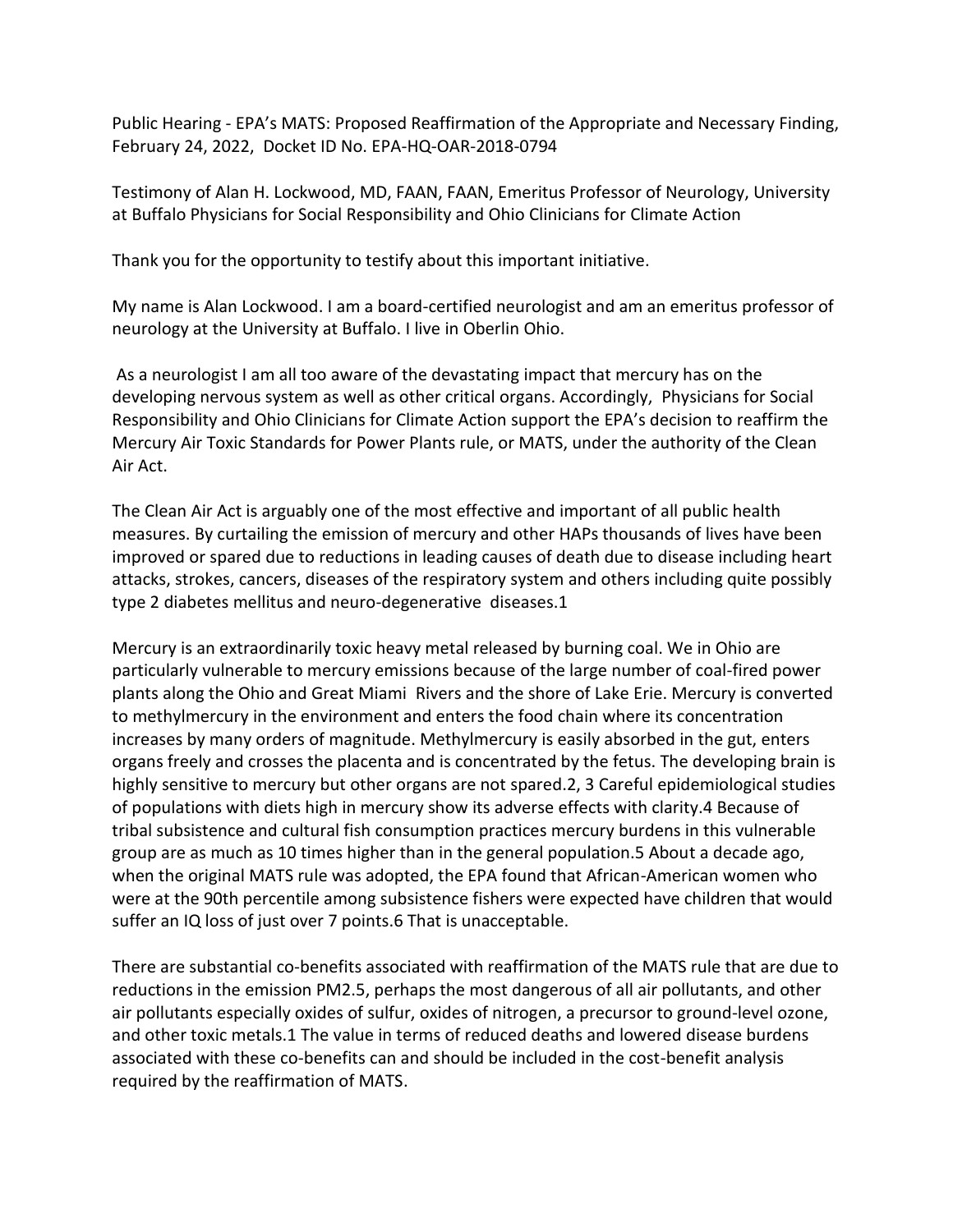Public Hearing - EPA's MATS: Proposed Reaffirmation of the Appropriate and Necessary Finding, February 24, 2022, Docket ID No. EPA-HQ-OAR-2018-0794

Testimony of Alan H. Lockwood, MD, FAAN, FAAN, Emeritus Professor of Neurology, University at Buffalo Physicians for Social Responsibility and Ohio Clinicians for Climate Action

Thank you for the opportunity to testify about this important initiative.

My name is Alan Lockwood. I am a board-certified neurologist and am an emeritus professor of neurology at the University at Buffalo. I live in Oberlin Ohio.

As a neurologist I am all too aware of the devastating impact that mercury has on the developing nervous system as well as other critical organs. Accordingly, Physicians for Social Responsibility and Ohio Clinicians for Climate Action support the EPA's decision to reaffirm the Mercury Air Toxic Standards for Power Plants rule, or MATS, under the authority of the Clean Air Act.

The Clean Air Act is arguably one of the most effective and important of all public health measures. By curtailing the emission of mercury and other HAPs thousands of lives have been improved or spared due to reductions in leading causes of death due to disease including heart attacks, strokes, cancers, diseases of the respiratory system and others including quite possibly type 2 diabetes mellitus and neuro-degenerative diseases.[1]

Mercury is an extraordinarily toxic heavy metal released by burning coal. We in Ohio are particularly vulnerable to mercury emissions because of the large number of coal-fired power plants along the Ohio and Great Miami Rivers and the shore of Lake Erie. Mercury is converted to methylmercury in the environment and enters the food chain where its concentration increases by many orders of magnitude. Methylmercury is easily absorbed in the gut, enters organs freely and crosses the placenta and is concentrated by the fetus. The developing brain is highly sensitive to mercury but other organs are not spared.[2, 3] Careful epidemiological studies of populations with diets high in mercury show its adverse effects with clarity.[4] Because of tribal subsistence and cultural fish consumption practices mercury burdens in this vulnerable group are as much as 10 times higher than in the general population.[5] About a decade ago, when the original MATS rule was adopted, the EPA found that African-American women who were at the 90th percentile among subsistence fishers were expected have children that would suffer an IQ loss of just over 7 points.[6] That is unacceptable.

There are substantial co-benefits associated with reaffirmation of the MATS rule that are due to reductions in the emission PM2.5, perhaps the most dangerous of all air pollutants, and other air pollutants especially oxides of sulfur, oxides of nitrogen, a precursor to ground-level ozone, and other toxic metals.[1] The value in terms of reduced deaths and lowered disease burdens associated with these co-benefits can and should be included in the cost-benefit analysis required by the reaffirmation of MATS.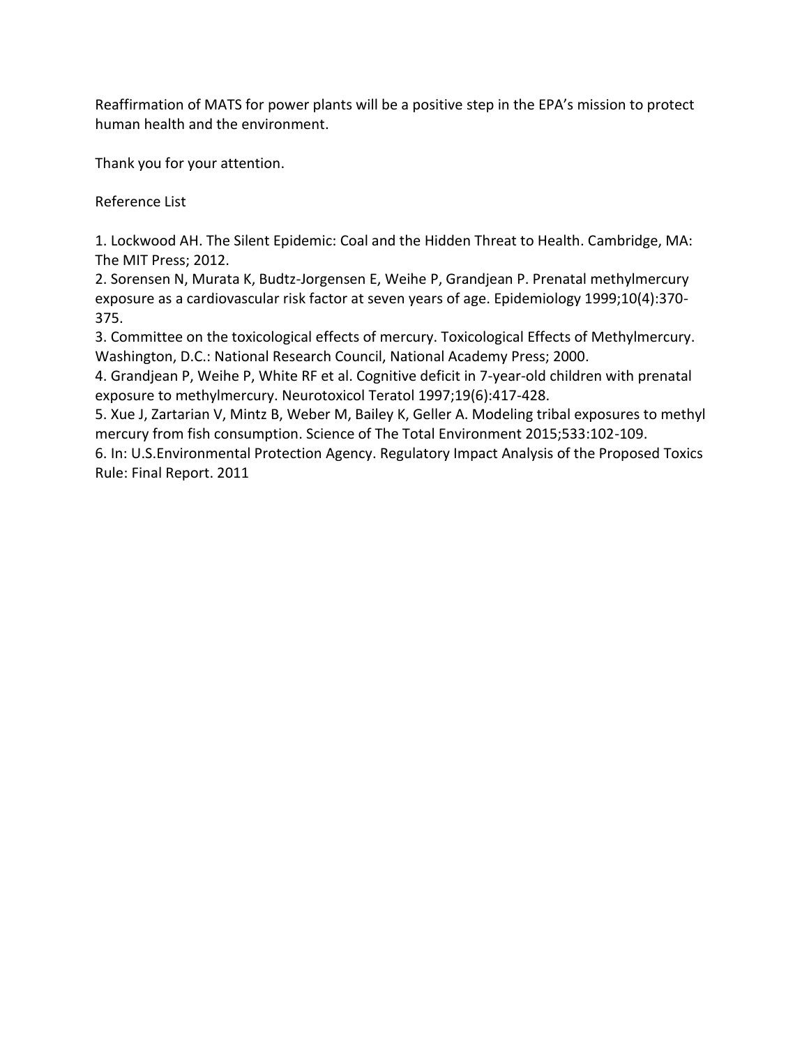Reaffirmation of MATS for power plants will be a positive step in the EPA's mission to protect human health and the environment.

Thank you for your attention.

Reference List

1. Lockwood AH. The Silent Epidemic: Coal and the Hidden Threat to Health. Cambridge, MA: The MIT Press; 2012.
2. Sorensen N, Murata K, Budtz-Jorgensen E, Weihe P, Grandjean P. Prenatal methylmercury exposure as a cardiovascular risk factor at seven years of age. Epidemiology 1999;10(4):370-375.
3. Committee on the toxicological effects of mercury. Toxicological Effects of Methylmercury. Washington, D.C.: National Research Council, National Academy Press; 2000.
4. Grandjean P, Weihe P, White RF et al. Cognitive deficit in 7-year-old children with prenatal exposure to methylmercury. Neurotoxicol Teratol 1997;19(6):417-428.
5. Xue J, Zartarian V, Mintz B, Weber M, Bailey K, Geller A. Modeling tribal exposures to methyl mercury from fish consumption. Science of The Total Environment 2015;533:102-109.
6. In: U.S.Environmental Protection Agency. Regulatory Impact Analysis of the Proposed Toxics Rule: Final Report. 2011